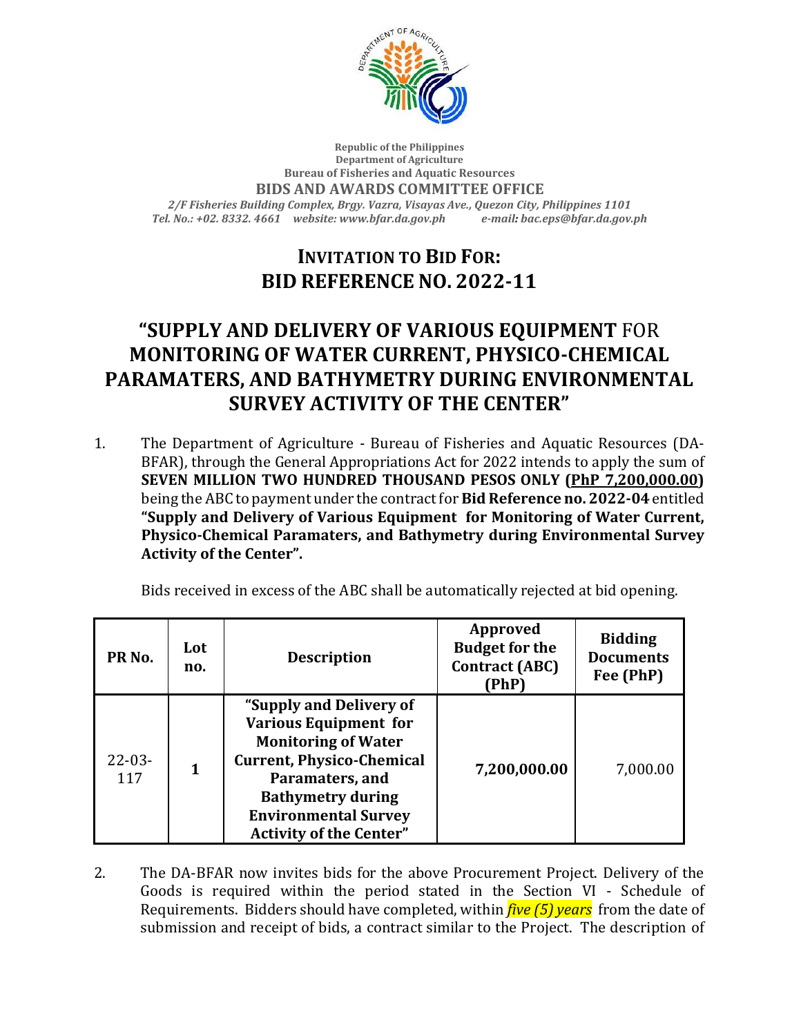Republic of the Philippines
Department of Agriculture
Bureau of Fisheries and Aquatic Resources
**BIDS AND AWARDS COMMITTEE OFFICE**
*2/F Fisheries Building Complex, Brgy. Vazra, Visayas Ave., Quezon City, Philippines 1101*
*Tel. No.: +02. 8332. 4661 website: www.bfar.da.gov.ph e-mail: bac.eps@bfar.da.gov.ph*

# INVITATION TO BID FOR: BID REFERENCE NO. 2022-11

# "SUPPLY AND DELIVERY OF VARIOUS EQUIPMENT FOR MONITORING OF WATER CURRENT, PHYSICO-CHEMICAL PARAMATERS, AND BATHYMETRY DURING ENVIRONMENTAL SURVEY ACTIVITY OF THE CENTER"

1. The Department of Agriculture - Bureau of Fisheries and Aquatic Resources (DA-BFAR), through the General Appropriations Act for 2022 intends to apply the sum of **SEVEN MILLION TWO HUNDRED THOUSAND PESOS ONLY (PhP 7,200,000.00)** being the ABC to payment under the contract for **Bid Reference no. 2022-04** entitled **"Supply and Delivery of Various Equipment for Monitoring of Water Current, Physico-Chemical Paramaters, and Bathymetry during Environmental Survey Activity of the Center".**

   Bids received in excess of the ABC shall be automatically rejected at bid opening.

| PR No. | Lot no. | Description | Approved Budget for the Contract (ABC) (PhP) | Bidding Documents Fee (PhP) |
|---|---|---|---|---|
| 22-03-117 | **1** | **"Supply and Delivery of Various Equipment for Monitoring of Water Current, Physico-Chemical Paramaters, and Bathymetry during Environmental Survey Activity of the Center"** | **7,200,000.00** | 7,000.00 |

2. The DA-BFAR now invites bids for the above Procurement Project. Delivery of the Goods is required within the period stated in the Section VI - Schedule of Requirements. Bidders should have completed, within ***five (5) years*** from the date of submission and receipt of bids, a contract similar to the Project. The description of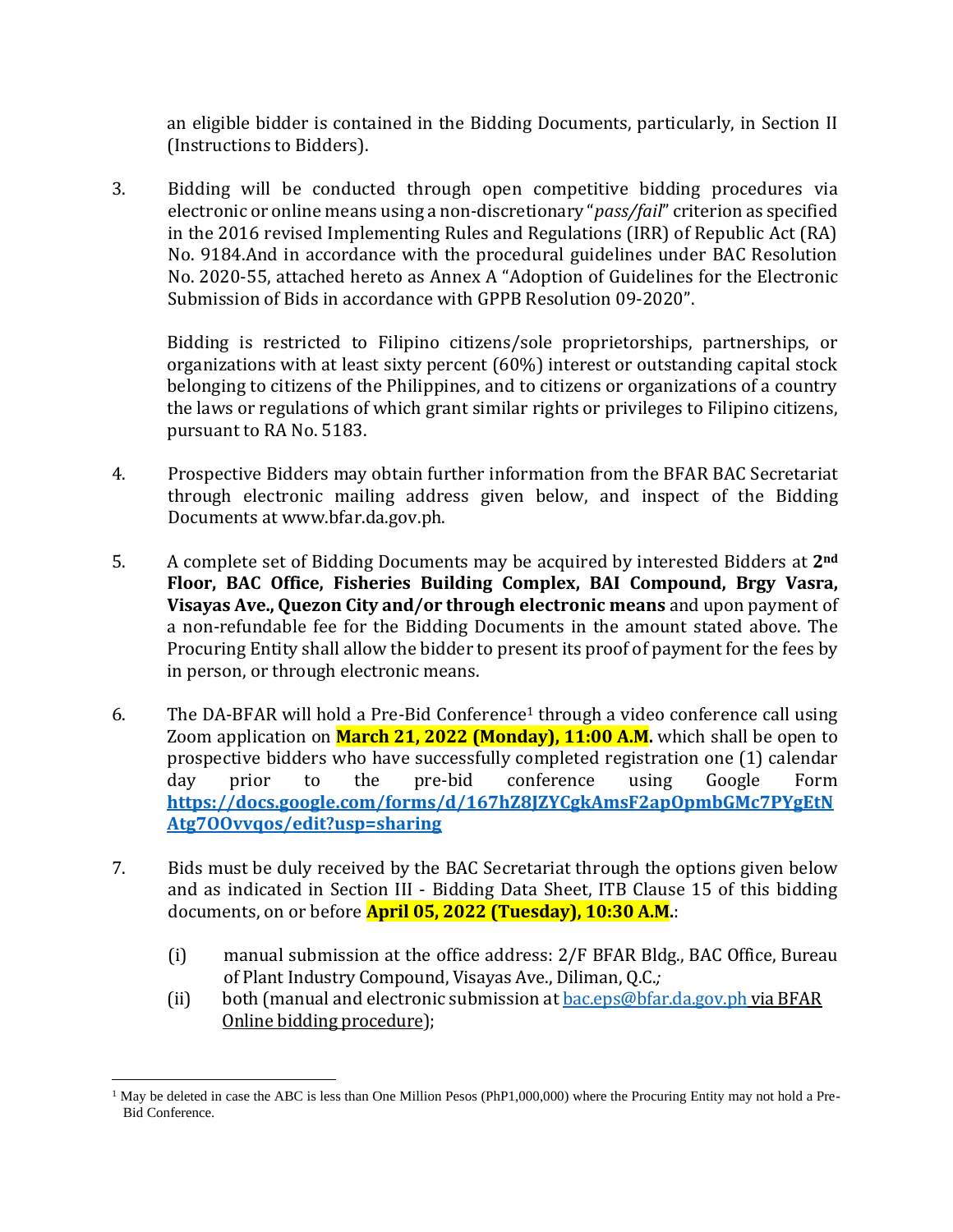an eligible bidder is contained in the Bidding Documents, particularly, in Section II (Instructions to Bidders).

3. Bidding will be conducted through open competitive bidding procedures via electronic or online means using a non-discretionary "*pass/fail*" criterion as specified in the 2016 revised Implementing Rules and Regulations (IRR) of Republic Act (RA) No. 9184.And in accordance with the procedural guidelines under BAC Resolution No. 2020-55, attached hereto as Annex A "Adoption of Guidelines for the Electronic Submission of Bids in accordance with GPPB Resolution 09-2020".

   Bidding is restricted to Filipino citizens/sole proprietorships, partnerships, or organizations with at least sixty percent (60%) interest or outstanding capital stock belonging to citizens of the Philippines, and to citizens or organizations of a country the laws or regulations of which grant similar rights or privileges to Filipino citizens, pursuant to RA No. 5183.

4. Prospective Bidders may obtain further information from the BFAR BAC Secretariat through electronic mailing address given below, and inspect of the Bidding Documents at www.bfar.da.gov.ph.

5. A complete set of Bidding Documents may be acquired by interested Bidders at **2nd Floor, BAC Office, Fisheries Building Complex, BAI Compound, Brgy Vasra, Visayas Ave., Quezon City and/or through electronic means** and upon payment of a non-refundable fee for the Bidding Documents in the amount stated above. The Procuring Entity shall allow the bidder to present its proof of payment for the fees by in person, or through electronic means.

6. The DA-BFAR will hold a Pre-Bid Conference[1] through a video conference call using Zoom application on **March 21, 2022 (Monday), 11:00 A.M.** which shall be open to prospective bidders who have successfully completed registration one (1) calendar day prior to the pre-bid conference using Google Form **https://docs.google.com/forms/d/167hZ8JZYCgkAmsF2apOpmbGMc7PYgEtNAtg7OOvvqos/edit?usp=sharing**

7. Bids must be duly received by the BAC Secretariat through the options given below and as indicated in Section III - Bidding Data Sheet, ITB Clause 15 of this bidding documents, on or before **April 05, 2022 (Tuesday), 10:30 A.M.**:

   (i) manual submission at the office address: 2/F BFAR Bldg., BAC Office, Bureau of Plant Industry Compound, Visayas Ave., Diliman, Q.C.*;*

   (ii) both (manual and electronic submission at bac.eps@bfar.da.gov.ph via BFAR Online bidding procedure);

---

[1] May be deleted in case the ABC is less than One Million Pesos (PhP1,000,000) where the Procuring Entity may not hold a Pre-Bid Conference.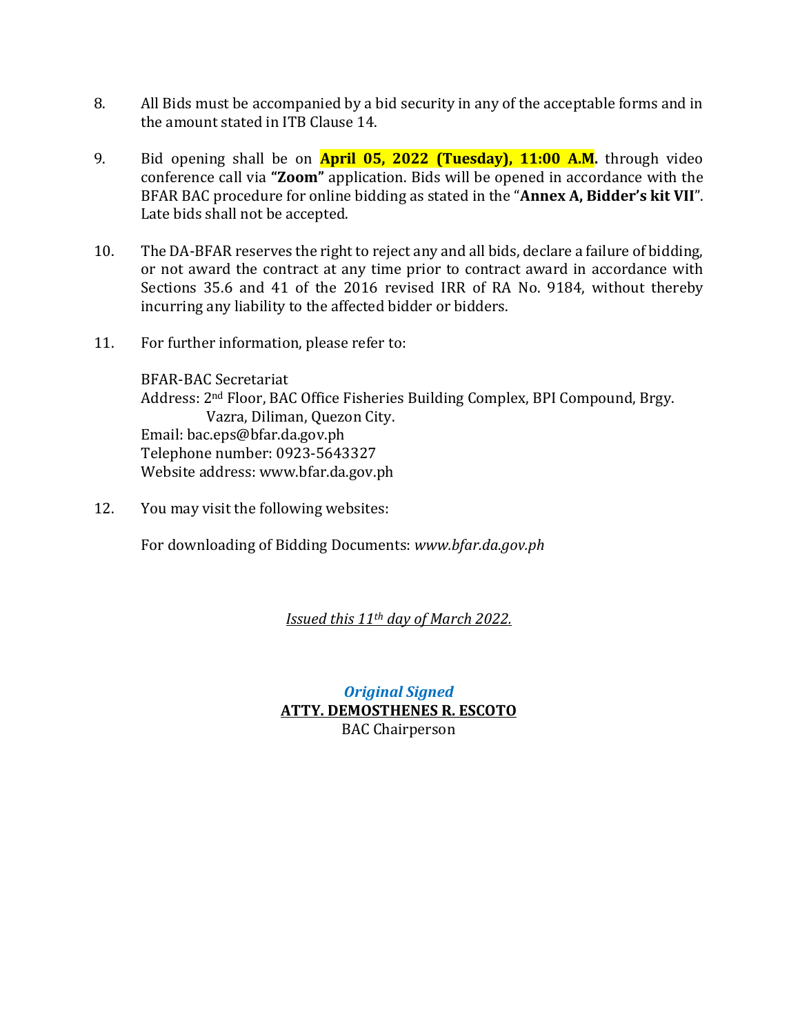8. All Bids must be accompanied by a bid security in any of the acceptable forms and in the amount stated in ITB Clause 14.

9. Bid opening shall be on **April 05, 2022 (Tuesday), 11:00 A.M.** through video conference call via **"Zoom"** application. Bids will be opened in accordance with the BFAR BAC procedure for online bidding as stated in the "**Annex A, Bidder's kit VII**". Late bids shall not be accepted.

10. The DA-BFAR reserves the right to reject any and all bids, declare a failure of bidding, or not award the contract at any time prior to contract award in accordance with Sections 35.6 and 41 of the 2016 revised IRR of RA No. 9184, without thereby incurring any liability to the affected bidder or bidders.

11. For further information, please refer to:

    BFAR-BAC Secretariat
    Address: 2nd Floor, BAC Office Fisheries Building Complex, BPI Compound, Brgy. Vazra, Diliman, Quezon City.
    Email: bac.eps@bfar.da.gov.ph
    Telephone number: 0923-5643327
    Website address: www.bfar.da.gov.ph

12. You may visit the following websites:

    For downloading of Bidding Documents: *www.bfar.da.gov.ph*

*Issued this 11th day of March 2022.*

***Original Signed***
**ATTY. DEMOSTHENES R. ESCOTO**
BAC Chairperson